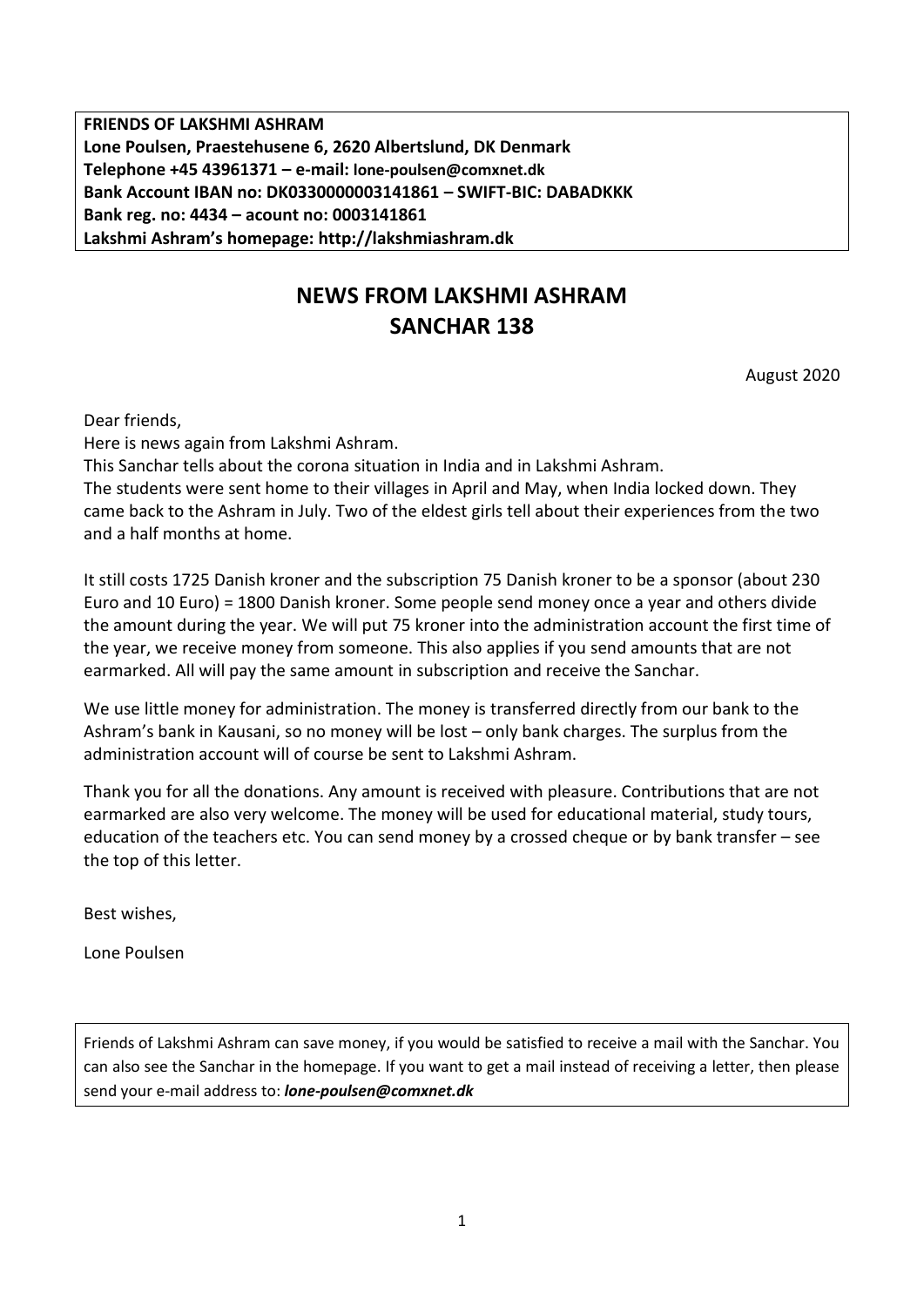**FRIENDS OF LAKSHMI ASHRAM**
**Lone Poulsen, Praestehusene 6, 2620 Albertslund, DK Denmark**
**Telephone +45 43961371 – e-mail: lone-poulsen@comxnet.dk**
**Bank Account IBAN no: DK0330000003141861 – SWIFT-BIC: DABADKKK**
**Bank reg. no: 4434 – acount no: 0003141861**
**Lakshmi Ashram's homepage: http://lakshmiashram.dk**

# NEWS FROM LAKSHMI ASHRAM
# SANCHAR 138

August 2020

Dear friends,
Here is news again from Lakshmi Ashram.
This Sanchar tells about the corona situation in India and in Lakshmi Ashram.
The students were sent home to their villages in April and May, when India locked down. They came back to the Ashram in July. Two of the eldest girls tell about their experiences from the two and a half months at home.

It still costs 1725 Danish kroner and the subscription 75 Danish kroner to be a sponsor (about 230 Euro and 10 Euro) = 1800 Danish kroner. Some people send money once a year and others divide the amount during the year. We will put 75 kroner into the administration account the first time of the year, we receive money from someone. This also applies if you send amounts that are not earmarked. All will pay the same amount in subscription and receive the Sanchar.

We use little money for administration. The money is transferred directly from our bank to the Ashram's bank in Kausani, so no money will be lost – only bank charges. The surplus from the administration account will of course be sent to Lakshmi Ashram.

Thank you for all the donations. Any amount is received with pleasure. Contributions that are not earmarked are also very welcome. The money will be used for educational material, study tours, education of the teachers etc. You can send money by a crossed cheque or by bank transfer – see the top of this letter.

Best wishes,

Lone Poulsen

Friends of Lakshmi Ashram can save money, if you would be satisfied to receive a mail with the Sanchar. You can also see the Sanchar in the homepage. If you want to get a mail instead of receiving a letter, then please send your e-mail address to: ***lone-poulsen@comxnet.dk***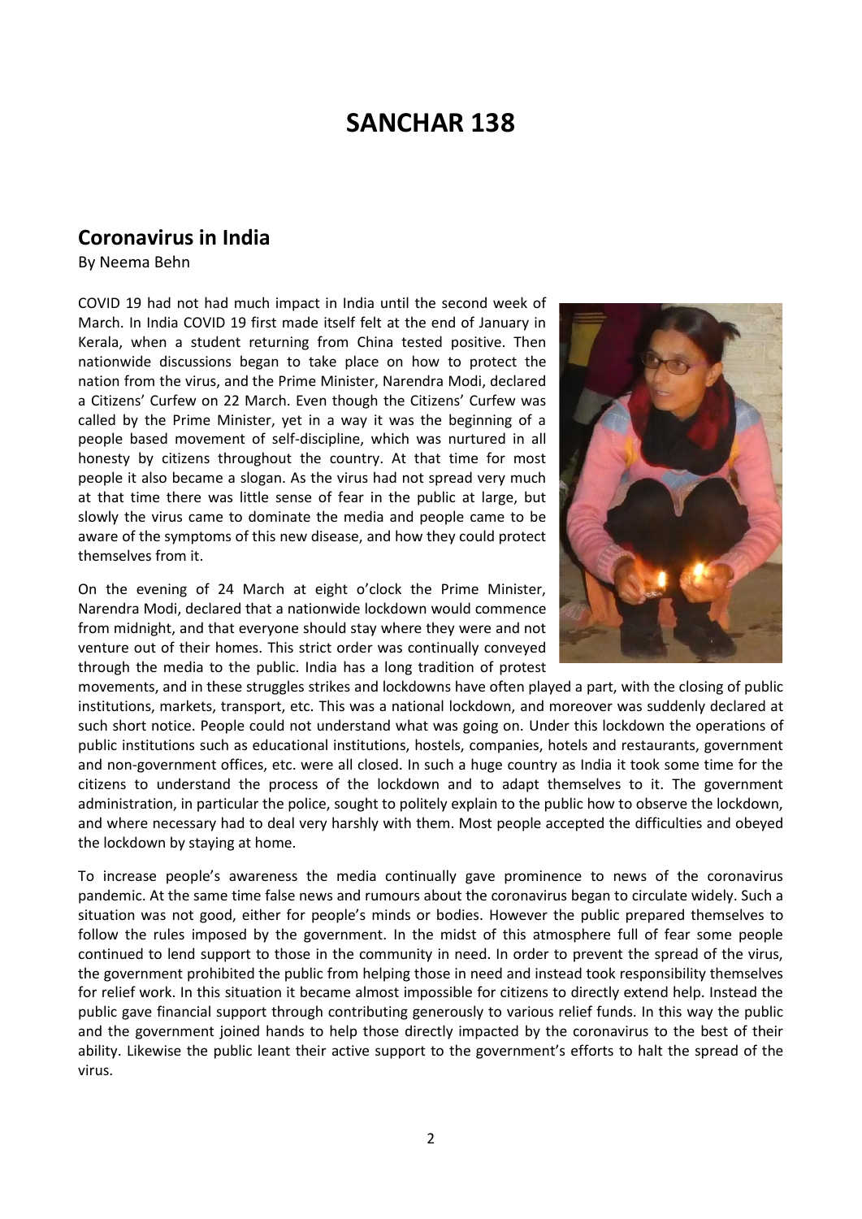# SANCHAR 138

## Coronavirus in India

By Neema Behn

COVID 19 had not had much impact in India until the second week of March. In India COVID 19 first made itself felt at the end of January in Kerala, when a student returning from China tested positive. Then nationwide discussions began to take place on how to protect the nation from the virus, and the Prime Minister, Narendra Modi, declared a Citizens' Curfew on 22 March. Even though the Citizens' Curfew was called by the Prime Minister, yet in a way it was the beginning of a people based movement of self-discipline, which was nurtured in all honesty by citizens throughout the country. At that time for most people it also became a slogan. As the virus had not spread very much at that time there was little sense of fear in the public at large, but slowly the virus came to dominate the media and people came to be aware of the symptoms of this new disease, and how they could protect themselves from it.

On the evening of 24 March at eight o'clock the Prime Minister, Narendra Modi, declared that a nationwide lockdown would commence from midnight, and that everyone should stay where they were and not venture out of their homes. This strict order was continually conveyed through the media to the public. India has a long tradition of protest movements, and in these struggles strikes and lockdowns have often played a part, with the closing of public institutions, markets, transport, etc. This was a national lockdown, and moreover was suddenly declared at such short notice. People could not understand what was going on. Under this lockdown the operations of public institutions such as educational institutions, hostels, companies, hotels and restaurants, government and non-government offices, etc. were all closed. In such a huge country as India it took some time for the citizens to understand the process of the lockdown and to adapt themselves to it. The government administration, in particular the police, sought to politely explain to the public how to observe the lockdown, and where necessary had to deal very harshly with them. Most people accepted the difficulties and obeyed the lockdown by staying at home.

To increase people's awareness the media continually gave prominence to news of the coronavirus pandemic. At the same time false news and rumours about the coronavirus began to circulate widely. Such a situation was not good, either for people's minds or bodies. However the public prepared themselves to follow the rules imposed by the government. In the midst of this atmosphere full of fear some people continued to lend support to those in the community in need. In order to prevent the spread of the virus, the government prohibited the public from helping those in need and instead took responsibility themselves for relief work. In this situation it became almost impossible for citizens to directly extend help. Instead the public gave financial support through contributing generously to various relief funds. In this way the public and the government joined hands to help those directly impacted by the coronavirus to the best of their ability. Likewise the public leant their active support to the government's efforts to halt the spread of the virus.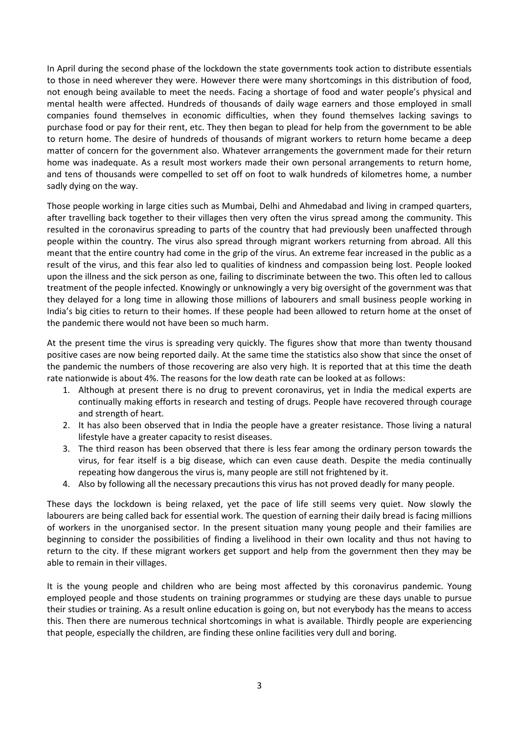In April during the second phase of the lockdown the state governments took action to distribute essentials to those in need wherever they were. However there were many shortcomings in this distribution of food, not enough being available to meet the needs. Facing a shortage of food and water people's physical and mental health were affected. Hundreds of thousands of daily wage earners and those employed in small companies found themselves in economic difficulties, when they found themselves lacking savings to purchase food or pay for their rent, etc. They then began to plead for help from the government to be able to return home. The desire of hundreds of thousands of migrant workers to return home became a deep matter of concern for the government also. Whatever arrangements the government made for their return home was inadequate. As a result most workers made their own personal arrangements to return home, and tens of thousands were compelled to set off on foot to walk hundreds of kilometres home, a number sadly dying on the way.

Those people working in large cities such as Mumbai, Delhi and Ahmedabad and living in cramped quarters, after travelling back together to their villages then very often the virus spread among the community. This resulted in the coronavirus spreading to parts of the country that had previously been unaffected through people within the country. The virus also spread through migrant workers returning from abroad. All this meant that the entire country had come in the grip of the virus. An extreme fear increased in the public as a result of the virus, and this fear also led to qualities of kindness and compassion being lost. People looked upon the illness and the sick person as one, failing to discriminate between the two. This often led to callous treatment of the people infected. Knowingly or unknowingly a very big oversight of the government was that they delayed for a long time in allowing those millions of labourers and small business people working in India's big cities to return to their homes. If these people had been allowed to return home at the onset of the pandemic there would not have been so much harm.

At the present time the virus is spreading very quickly. The figures show that more than twenty thousand positive cases are now being reported daily. At the same time the statistics also show that since the onset of the pandemic the numbers of those recovering are also very high. It is reported that at this time the death rate nationwide is about 4%. The reasons for the low death rate can be looked at as follows:

1. Although at present there is no drug to prevent coronavirus, yet in India the medical experts are continually making efforts in research and testing of drugs. People have recovered through courage and strength of heart.
2. It has also been observed that in India the people have a greater resistance. Those living a natural lifestyle have a greater capacity to resist diseases.
3. The third reason has been observed that there is less fear among the ordinary person towards the virus, for fear itself is a big disease, which can even cause death. Despite the media continually repeating how dangerous the virus is, many people are still not frightened by it.
4. Also by following all the necessary precautions this virus has not proved deadly for many people.

These days the lockdown is being relaxed, yet the pace of life still seems very quiet. Now slowly the labourers are being called back for essential work. The question of earning their daily bread is facing millions of workers in the unorganised sector. In the present situation many young people and their families are beginning to consider the possibilities of finding a livelihood in their own locality and thus not having to return to the city. If these migrant workers get support and help from the government then they may be able to remain in their villages.

It is the young people and children who are being most affected by this coronavirus pandemic. Young employed people and those students on training programmes or studying are these days unable to pursue their studies or training. As a result online education is going on, but not everybody has the means to access this. Then there are numerous technical shortcomings in what is available. Thirdly people are experiencing that people, especially the children, are finding these online facilities very dull and boring.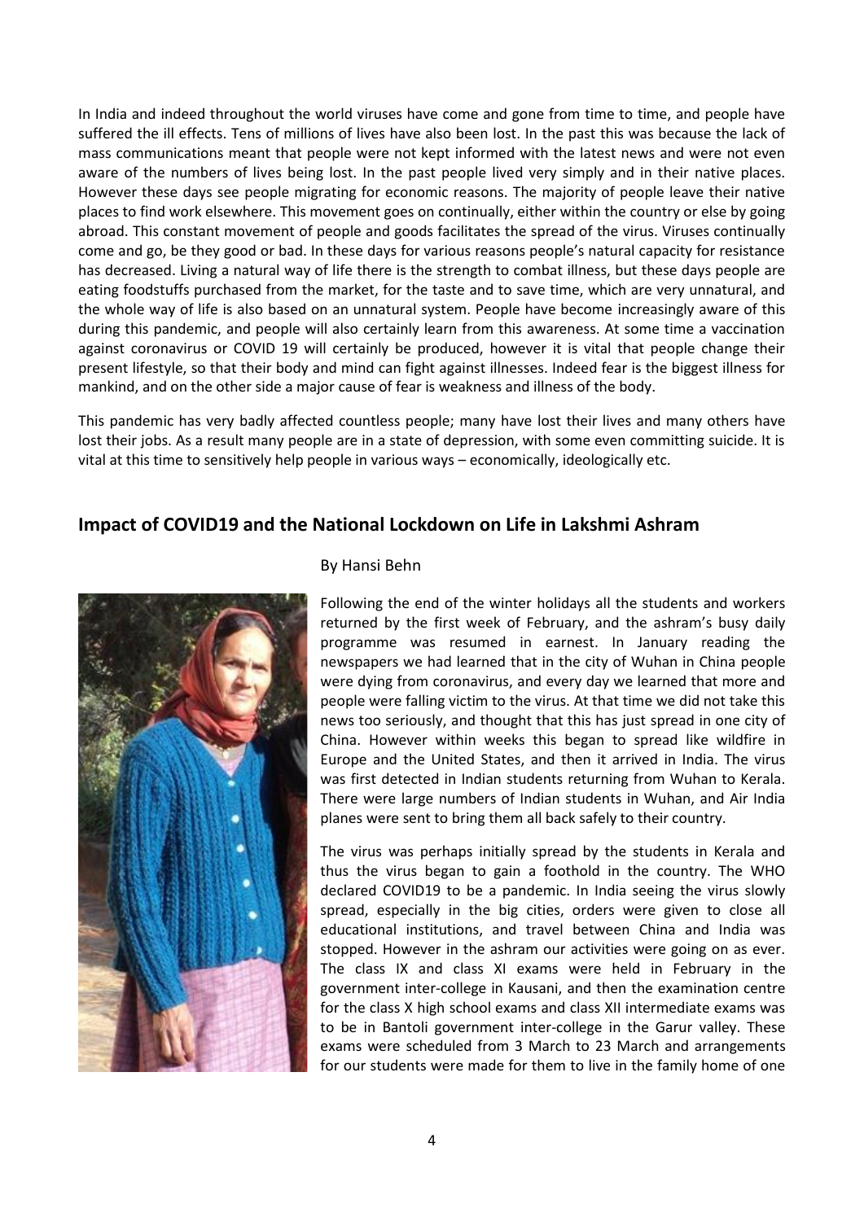In India and indeed throughout the world viruses have come and gone from time to time, and people have suffered the ill effects. Tens of millions of lives have also been lost. In the past this was because the lack of mass communications meant that people were not kept informed with the latest news and were not even aware of the numbers of lives being lost. In the past people lived very simply and in their native places. However these days see people migrating for economic reasons. The majority of people leave their native places to find work elsewhere. This movement goes on continually, either within the country or else by going abroad. This constant movement of people and goods facilitates the spread of the virus. Viruses continually come and go, be they good or bad. In these days for various reasons people's natural capacity for resistance has decreased. Living a natural way of life there is the strength to combat illness, but these days people are eating foodstuffs purchased from the market, for the taste and to save time, which are very unnatural, and the whole way of life is also based on an unnatural system. People have become increasingly aware of this during this pandemic, and people will also certainly learn from this awareness. At some time a vaccination against coronavirus or COVID 19 will certainly be produced, however it is vital that people change their present lifestyle, so that their body and mind can fight against illnesses. Indeed fear is the biggest illness for mankind, and on the other side a major cause of fear is weakness and illness of the body.

This pandemic has very badly affected countless people; many have lost their lives and many others have lost their jobs. As a result many people are in a state of depression, with some even committing suicide. It is vital at this time to sensitively help people in various ways – economically, ideologically etc.

## Impact of COVID19 and the National Lockdown on Life in Lakshmi Ashram

By Hansi Behn

Following the end of the winter holidays all the students and workers returned by the first week of February, and the ashram's busy daily programme was resumed in earnest. In January reading the newspapers we had learned that in the city of Wuhan in China people were dying from coronavirus, and every day we learned that more and people were falling victim to the virus. At that time we did not take this news too seriously, and thought that this has just spread in one city of China. However within weeks this began to spread like wildfire in Europe and the United States, and then it arrived in India. The virus was first detected in Indian students returning from Wuhan to Kerala. There were large numbers of Indian students in Wuhan, and Air India planes were sent to bring them all back safely to their country.

The virus was perhaps initially spread by the students in Kerala and thus the virus began to gain a foothold in the country. The WHO declared COVID19 to be a pandemic. In India seeing the virus slowly spread, especially in the big cities, orders were given to close all educational institutions, and travel between China and India was stopped. However in the ashram our activities were going on as ever. The class IX and class XI exams were held in February in the government inter-college in Kausani, and then the examination centre for the class X high school exams and class XII intermediate exams was to be in Bantoli government inter-college in the Garur valley. These exams were scheduled from 3 March to 23 March and arrangements for our students were made for them to live in the family home of one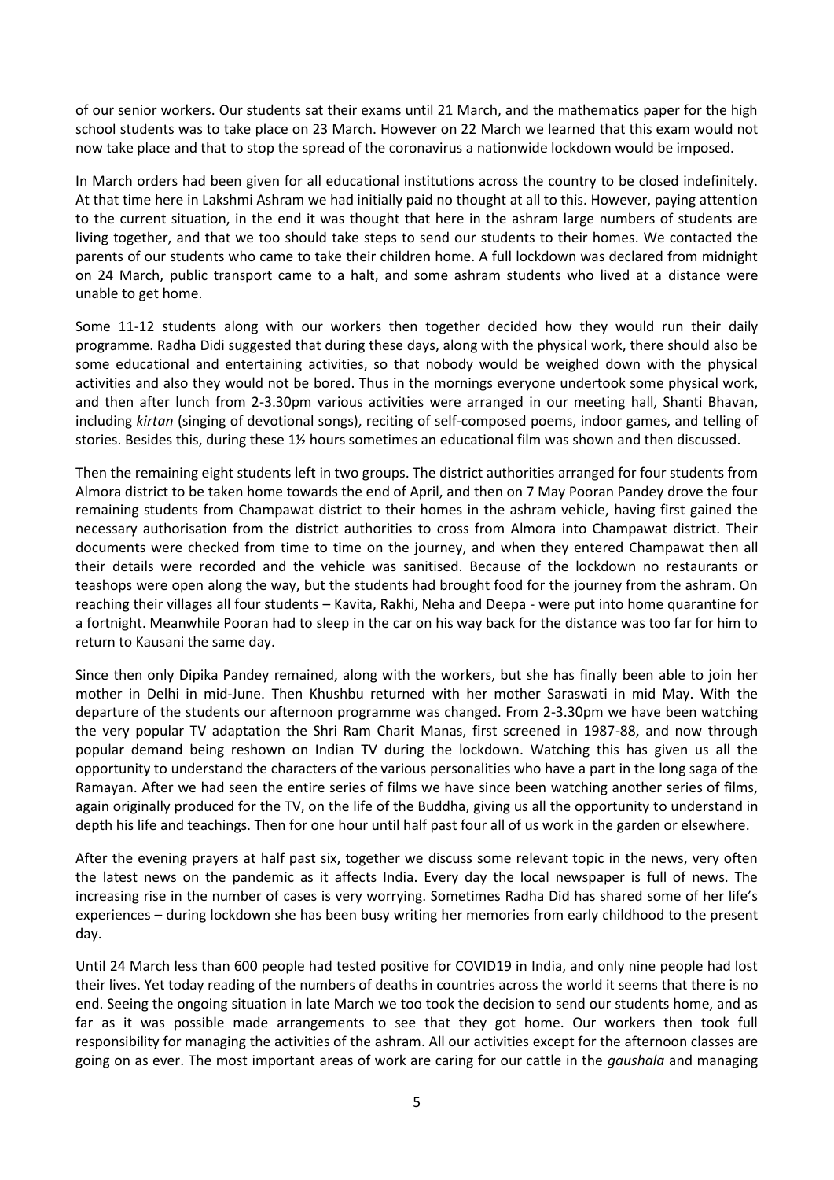of our senior workers. Our students sat their exams until 21 March, and the mathematics paper for the high school students was to take place on 23 March. However on 22 March we learned that this exam would not now take place and that to stop the spread of the coronavirus a nationwide lockdown would be imposed.

In March orders had been given for all educational institutions across the country to be closed indefinitely. At that time here in Lakshmi Ashram we had initially paid no thought at all to this. However, paying attention to the current situation, in the end it was thought that here in the ashram large numbers of students are living together, and that we too should take steps to send our students to their homes. We contacted the parents of our students who came to take their children home. A full lockdown was declared from midnight on 24 March, public transport came to a halt, and some ashram students who lived at a distance were unable to get home.

Some 11-12 students along with our workers then together decided how they would run their daily programme. Radha Didi suggested that during these days, along with the physical work, there should also be some educational and entertaining activities, so that nobody would be weighed down with the physical activities and also they would not be bored. Thus in the mornings everyone undertook some physical work, and then after lunch from 2-3.30pm various activities were arranged in our meeting hall, Shanti Bhavan, including *kirtan* (singing of devotional songs), reciting of self-composed poems, indoor games, and telling of stories. Besides this, during these 1½ hours sometimes an educational film was shown and then discussed.

Then the remaining eight students left in two groups. The district authorities arranged for four students from Almora district to be taken home towards the end of April, and then on 7 May Pooran Pandey drove the four remaining students from Champawat district to their homes in the ashram vehicle, having first gained the necessary authorisation from the district authorities to cross from Almora into Champawat district. Their documents were checked from time to time on the journey, and when they entered Champawat then all their details were recorded and the vehicle was sanitised. Because of the lockdown no restaurants or teashops were open along the way, but the students had brought food for the journey from the ashram. On reaching their villages all four students – Kavita, Rakhi, Neha and Deepa - were put into home quarantine for a fortnight. Meanwhile Pooran had to sleep in the car on his way back for the distance was too far for him to return to Kausani the same day.

Since then only Dipika Pandey remained, along with the workers, but she has finally been able to join her mother in Delhi in mid-June. Then Khushbu returned with her mother Saraswati in mid May. With the departure of the students our afternoon programme was changed. From 2-3.30pm we have been watching the very popular TV adaptation the Shri Ram Charit Manas, first screened in 1987-88, and now through popular demand being reshown on Indian TV during the lockdown. Watching this has given us all the opportunity to understand the characters of the various personalities who have a part in the long saga of the Ramayan. After we had seen the entire series of films we have since been watching another series of films, again originally produced for the TV, on the life of the Buddha, giving us all the opportunity to understand in depth his life and teachings. Then for one hour until half past four all of us work in the garden or elsewhere.

After the evening prayers at half past six, together we discuss some relevant topic in the news, very often the latest news on the pandemic as it affects India. Every day the local newspaper is full of news. The increasing rise in the number of cases is very worrying. Sometimes Radha Did has shared some of her life's experiences – during lockdown she has been busy writing her memories from early childhood to the present day.

Until 24 March less than 600 people had tested positive for COVID19 in India, and only nine people had lost their lives. Yet today reading of the numbers of deaths in countries across the world it seems that there is no end. Seeing the ongoing situation in late March we too took the decision to send our students home, and as far as it was possible made arrangements to see that they got home. Our workers then took full responsibility for managing the activities of the ashram. All our activities except for the afternoon classes are going on as ever. The most important areas of work are caring for our cattle in the *gaushala* and managing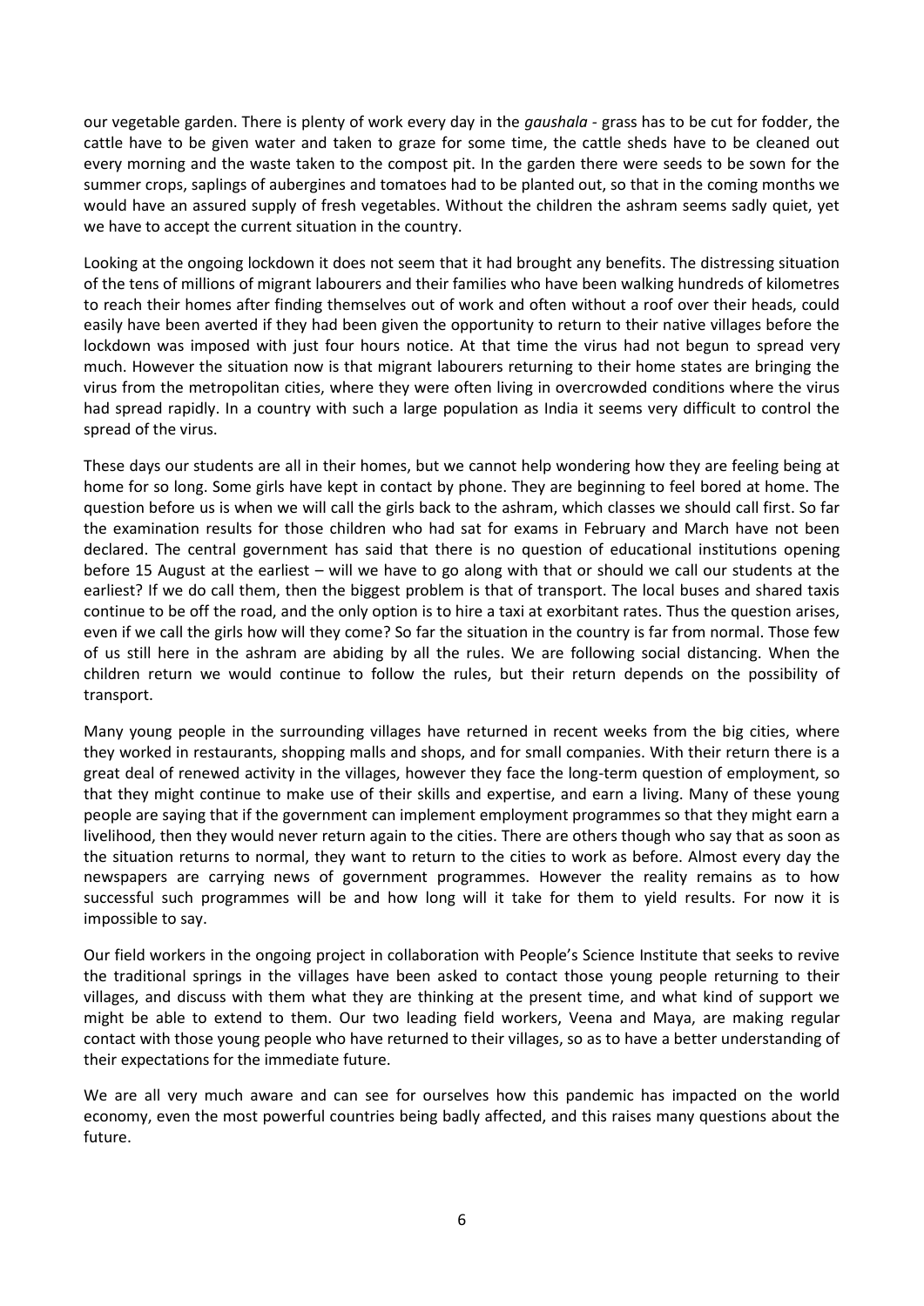our vegetable garden. There is plenty of work every day in the *gaushala* - grass has to be cut for fodder, the cattle have to be given water and taken to graze for some time, the cattle sheds have to be cleaned out every morning and the waste taken to the compost pit. In the garden there were seeds to be sown for the summer crops, saplings of aubergines and tomatoes had to be planted out, so that in the coming months we would have an assured supply of fresh vegetables. Without the children the ashram seems sadly quiet, yet we have to accept the current situation in the country.

Looking at the ongoing lockdown it does not seem that it had brought any benefits. The distressing situation of the tens of millions of migrant labourers and their families who have been walking hundreds of kilometres to reach their homes after finding themselves out of work and often without a roof over their heads, could easily have been averted if they had been given the opportunity to return to their native villages before the lockdown was imposed with just four hours notice. At that time the virus had not begun to spread very much. However the situation now is that migrant labourers returning to their home states are bringing the virus from the metropolitan cities, where they were often living in overcrowded conditions where the virus had spread rapidly. In a country with such a large population as India it seems very difficult to control the spread of the virus.

These days our students are all in their homes, but we cannot help wondering how they are feeling being at home for so long. Some girls have kept in contact by phone. They are beginning to feel bored at home. The question before us is when we will call the girls back to the ashram, which classes we should call first. So far the examination results for those children who had sat for exams in February and March have not been declared. The central government has said that there is no question of educational institutions opening before 15 August at the earliest – will we have to go along with that or should we call our students at the earliest? If we do call them, then the biggest problem is that of transport. The local buses and shared taxis continue to be off the road, and the only option is to hire a taxi at exorbitant rates. Thus the question arises, even if we call the girls how will they come? So far the situation in the country is far from normal. Those few of us still here in the ashram are abiding by all the rules. We are following social distancing. When the children return we would continue to follow the rules, but their return depends on the possibility of transport.

Many young people in the surrounding villages have returned in recent weeks from the big cities, where they worked in restaurants, shopping malls and shops, and for small companies. With their return there is a great deal of renewed activity in the villages, however they face the long-term question of employment, so that they might continue to make use of their skills and expertise, and earn a living. Many of these young people are saying that if the government can implement employment programmes so that they might earn a livelihood, then they would never return again to the cities. There are others though who say that as soon as the situation returns to normal, they want to return to the cities to work as before. Almost every day the newspapers are carrying news of government programmes. However the reality remains as to how successful such programmes will be and how long will it take for them to yield results. For now it is impossible to say.

Our field workers in the ongoing project in collaboration with People's Science Institute that seeks to revive the traditional springs in the villages have been asked to contact those young people returning to their villages, and discuss with them what they are thinking at the present time, and what kind of support we might be able to extend to them. Our two leading field workers, Veena and Maya, are making regular contact with those young people who have returned to their villages, so as to have a better understanding of their expectations for the immediate future.

We are all very much aware and can see for ourselves how this pandemic has impacted on the world economy, even the most powerful countries being badly affected, and this raises many questions about the future.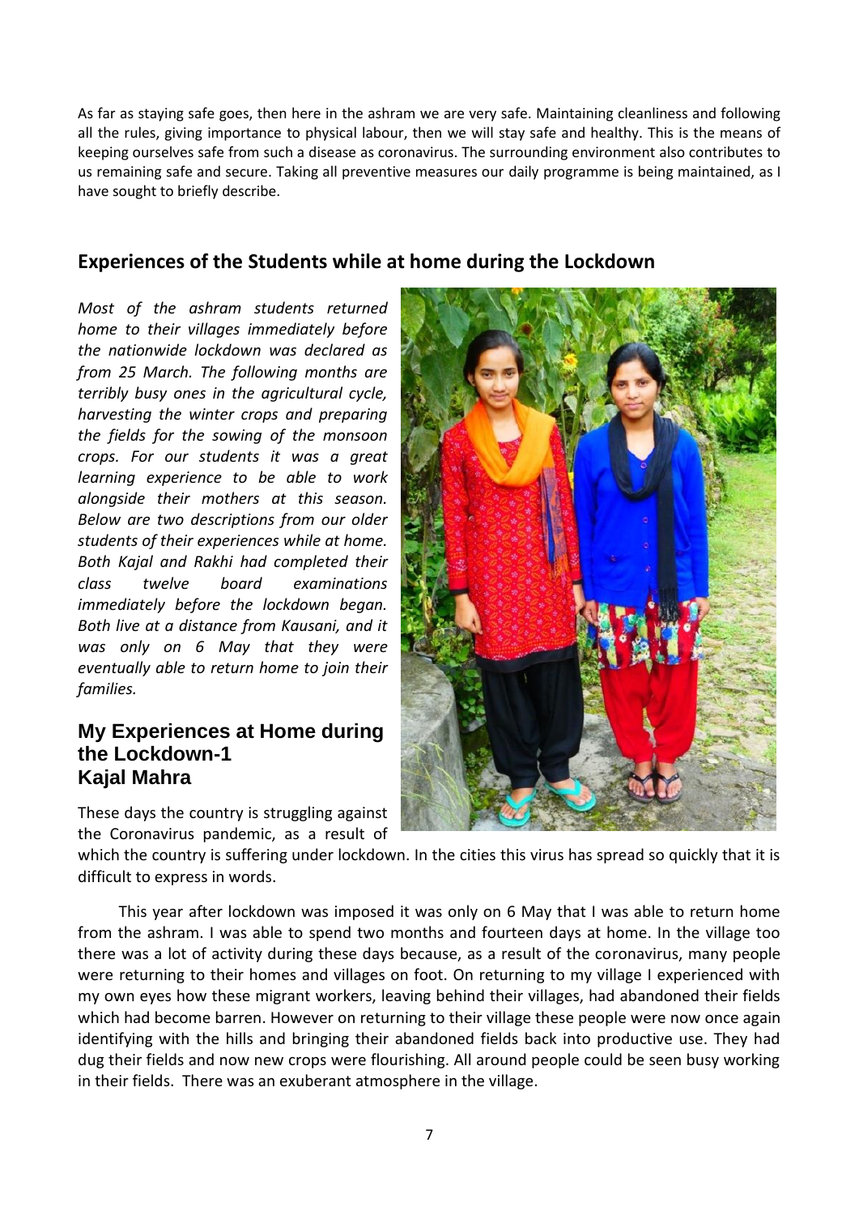As far as staying safe goes, then here in the ashram we are very safe. Maintaining cleanliness and following all the rules, giving importance to physical labour, then we will stay safe and healthy. This is the means of keeping ourselves safe from such a disease as coronavirus. The surrounding environment also contributes to us remaining safe and secure. Taking all preventive measures our daily programme is being maintained, as I have sought to briefly describe.

## Experiences of the Students while at home during the Lockdown

*Most of the ashram students returned home to their villages immediately before the nationwide lockdown was declared as from 25 March. The following months are terribly busy ones in the agricultural cycle, harvesting the winter crops and preparing the fields for the sowing of the monsoon crops. For our students it was a great learning experience to be able to work alongside their mothers at this season. Below are two descriptions from our older students of their experiences while at home. Both Kajal and Rakhi had completed their class twelve board examinations immediately before the lockdown began. Both live at a distance from Kausani, and it was only on 6 May that they were eventually able to return home to join their families.*

### My Experiences at Home during the Lockdown-1
### Kajal Mahra

These days the country is struggling against the Coronavirus pandemic, as a result of which the country is suffering under lockdown. In the cities this virus has spread so quickly that it is difficult to express in words.

This year after lockdown was imposed it was only on 6 May that I was able to return home from the ashram. I was able to spend two months and fourteen days at home. In the village too there was a lot of activity during these days because, as a result of the coronavirus, many people were returning to their homes and villages on foot. On returning to my village I experienced with my own eyes how these migrant workers, leaving behind their villages, had abandoned their fields which had become barren. However on returning to their village these people were now once again identifying with the hills and bringing their abandoned fields back into productive use. They had dug their fields and now new crops were flourishing. All around people could be seen busy working in their fields. There was an exuberant atmosphere in the village.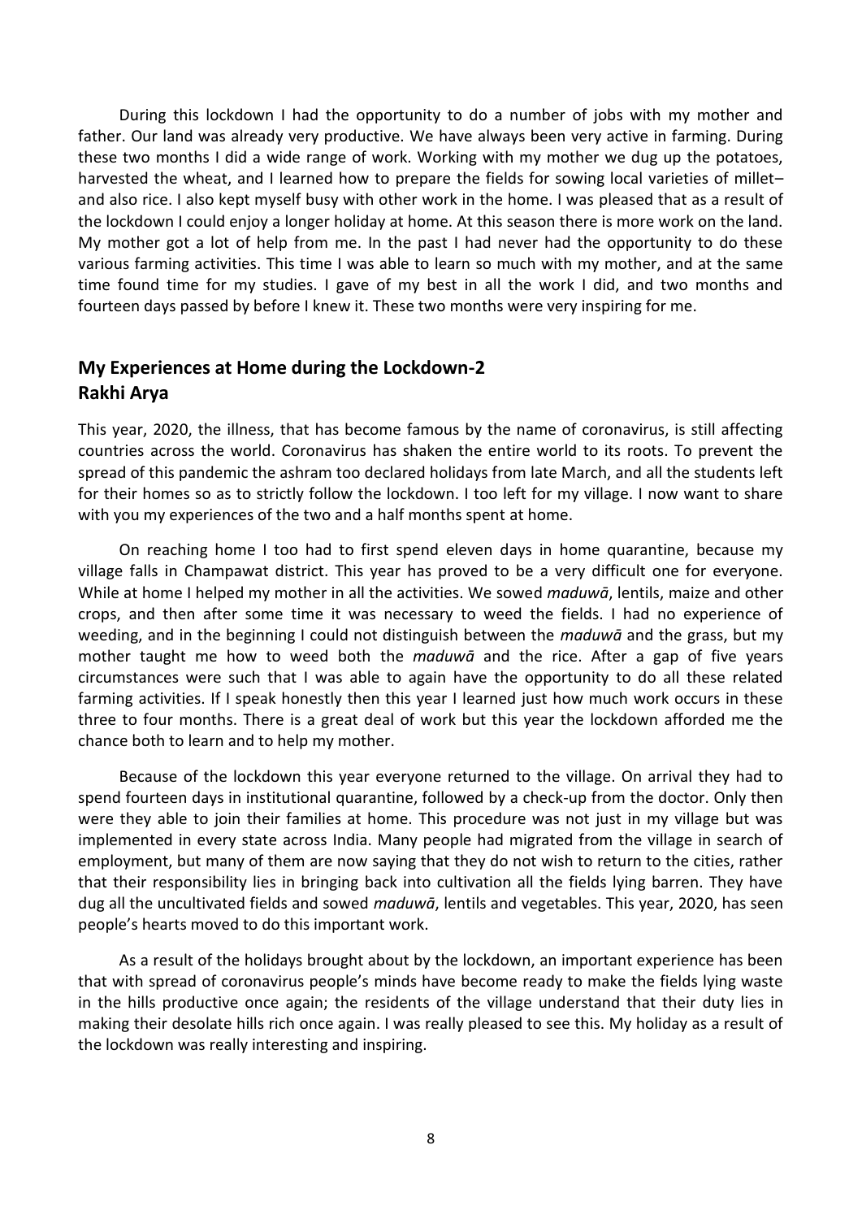During this lockdown I had the opportunity to do a number of jobs with my mother and father. Our land was already very productive. We have always been very active in farming. During these two months I did a wide range of work. Working with my mother we dug up the potatoes, harvested the wheat, and I learned how to prepare the fields for sowing local varieties of millet– and also rice. I also kept myself busy with other work in the home. I was pleased that as a result of the lockdown I could enjoy a longer holiday at home. At this season there is more work on the land. My mother got a lot of help from me. In the past I had never had the opportunity to do these various farming activities. This time I was able to learn so much with my mother, and at the same time found time for my studies. I gave of my best in all the work I did, and two months and fourteen days passed by before I knew it. These two months were very inspiring for me.

## My Experiences at Home during the Lockdown-2
## Rakhi Arya

This year, 2020, the illness, that has become famous by the name of coronavirus, is still affecting countries across the world. Coronavirus has shaken the entire world to its roots. To prevent the spread of this pandemic the ashram too declared holidays from late March, and all the students left for their homes so as to strictly follow the lockdown. I too left for my village. I now want to share with you my experiences of the two and a half months spent at home.

On reaching home I too had to first spend eleven days in home quarantine, because my village falls in Champawat district. This year has proved to be a very difficult one for everyone. While at home I helped my mother in all the activities. We sowed *maduwā*, lentils, maize and other crops, and then after some time it was necessary to weed the fields. I had no experience of weeding, and in the beginning I could not distinguish between the *maduwā* and the grass, but my mother taught me how to weed both the *maduwā* and the rice. After a gap of five years circumstances were such that I was able to again have the opportunity to do all these related farming activities. If I speak honestly then this year I learned just how much work occurs in these three to four months. There is a great deal of work but this year the lockdown afforded me the chance both to learn and to help my mother.

Because of the lockdown this year everyone returned to the village. On arrival they had to spend fourteen days in institutional quarantine, followed by a check-up from the doctor. Only then were they able to join their families at home. This procedure was not just in my village but was implemented in every state across India. Many people had migrated from the village in search of employment, but many of them are now saying that they do not wish to return to the cities, rather that their responsibility lies in bringing back into cultivation all the fields lying barren. They have dug all the uncultivated fields and sowed *maduwā*, lentils and vegetables. This year, 2020, has seen people's hearts moved to do this important work.

As a result of the holidays brought about by the lockdown, an important experience has been that with spread of coronavirus people's minds have become ready to make the fields lying waste in the hills productive once again; the residents of the village understand that their duty lies in making their desolate hills rich once again. I was really pleased to see this. My holiday as a result of the lockdown was really interesting and inspiring.